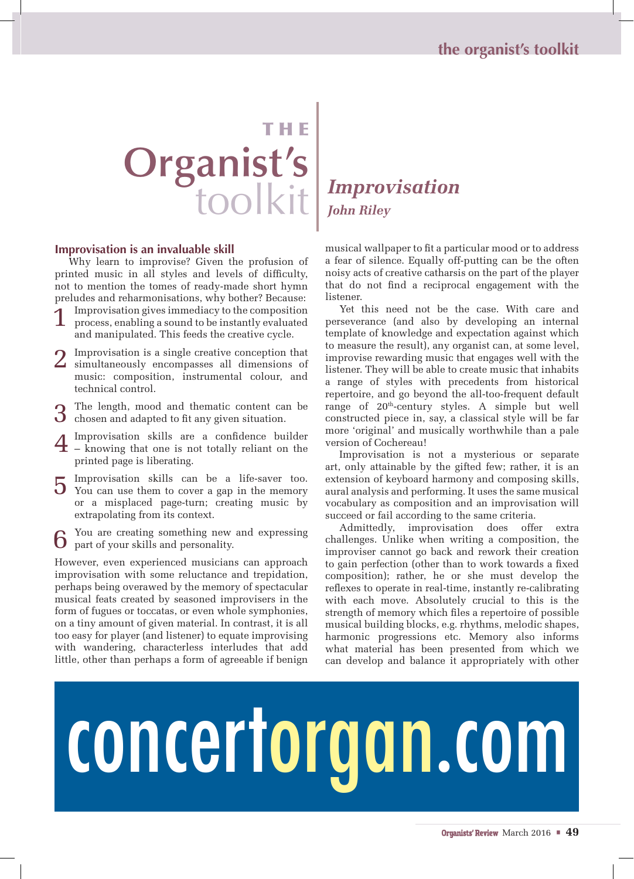# THE Organist's toolkit

## *Improvisation*

***John Riley***

### Improvisation is an invaluable skill

Why learn to improvise? Given the profusion of printed music in all styles and levels of difficulty, not to mention the tomes of ready-made short hymn preludes and reharmonisations, why bother? Because:

1. Improvisation gives immediacy to the composition process, enabling a sound to be instantly evaluated and manipulated. This feeds the creative cycle.
2. Improvisation is a single creative conception that simultaneously encompasses all dimensions of music: composition, instrumental colour, and technical control.
3. The length, mood and thematic content can be chosen and adapted to fit any given situation.
4. Improvisation skills are a confidence builder – knowing that one is not totally reliant on the printed page is liberating.
5. Improvisation skills can be a life-saver too. You can use them to cover a gap in the memory or a misplaced page-turn; creating music by extrapolating from its context.
6. You are creating something new and expressing part of your skills and personality.

However, even experienced musicians can approach improvisation with some reluctance and trepidation, perhaps being overawed by the memory of spectacular musical feats created by seasoned improvisers in the form of fugues or toccatas, or even whole symphonies, on a tiny amount of given material. In contrast, it is all too easy for player (and listener) to equate improvising with wandering, characterless interludes that add little, other than perhaps a form of agreeable if benign musical wallpaper to fit a particular mood or to address a fear of silence. Equally off-putting can be the often noisy acts of creative catharsis on the part of the player that do not find a reciprocal engagement with the listener.

Yet this need not be the case. With care and perseverance (and also by developing an internal template of knowledge and expectation against which to measure the result), any organist can, at some level, improvise rewarding music that engages well with the listener. They will be able to create music that inhabits a range of styles with precedents from historical repertoire, and go beyond the all-too-frequent default range of 20th-century styles. A simple but well constructed piece in, say, a classical style will be far more 'original' and musically worthwhile than a pale version of Cochereau!

Improvisation is not a mysterious or separate art, only attainable by the gifted few; rather, it is an extension of keyboard harmony and composing skills, aural analysis and performing. It uses the same musical vocabulary as composition and an improvisation will succeed or fail according to the same criteria.

Admittedly, improvisation does offer extra challenges. Unlike when writing a composition, the improviser cannot go back and rework their creation to gain perfection (other than to work towards a fixed composition); rather, he or she must develop the reflexes to operate in real-time, instantly re-calibrating with each move. Absolutely crucial to this is the strength of memory which files a repertoire of possible musical building blocks, e.g. rhythms, melodic shapes, harmonic progressions etc. Memory also informs what material has been presented from which we can develop and balance it appropriately with other

concertorgan.com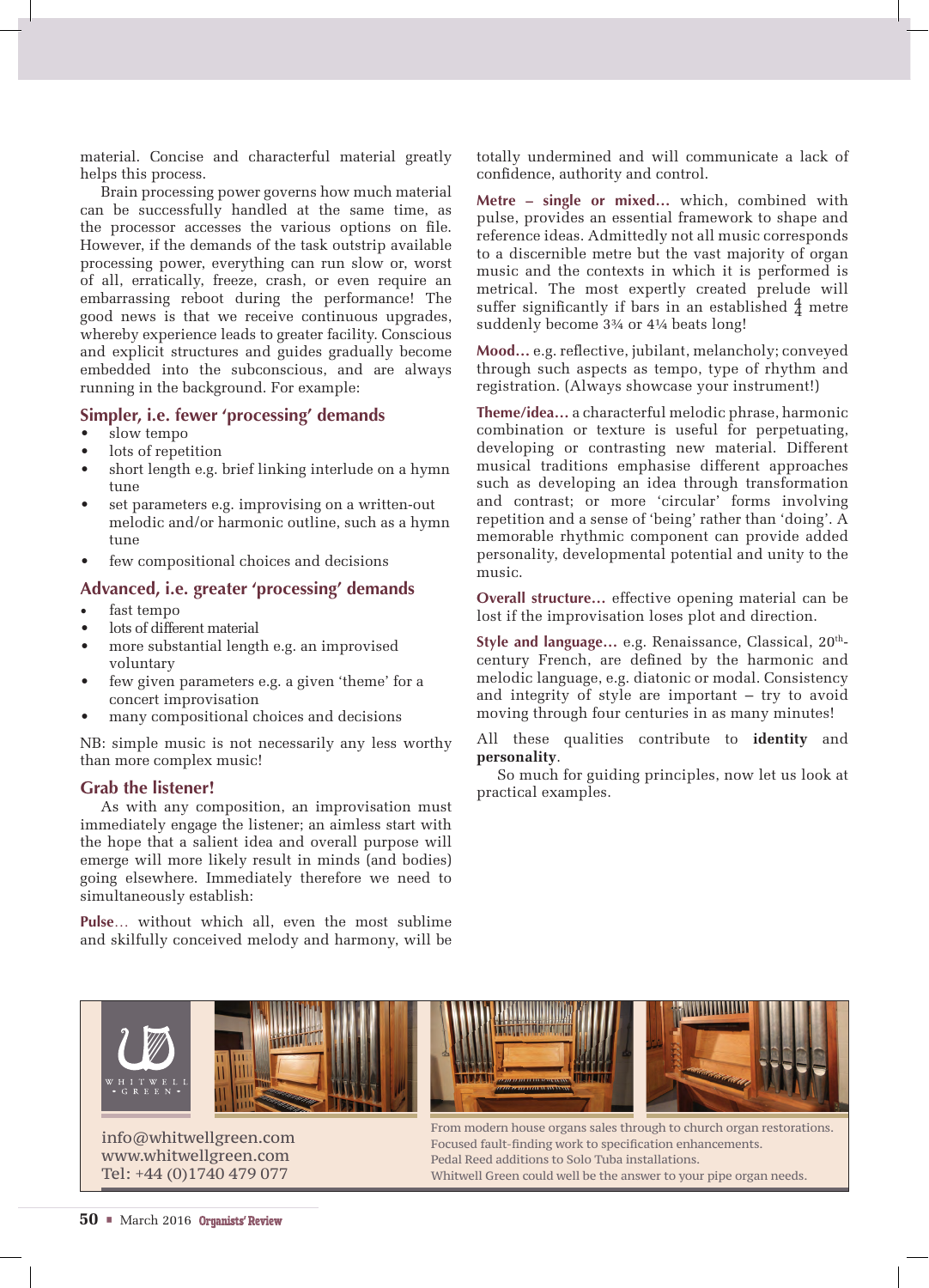material. Concise and characterful material greatly helps this process.

Brain processing power governs how much material can be successfully handled at the same time, as the processor accesses the various options on file. However, if the demands of the task outstrip available processing power, everything can run slow or, worst of all, erratically, freeze, crash, or even require an embarrassing reboot during the performance! The good news is that we receive continuous upgrades, whereby experience leads to greater facility. Conscious and explicit structures and guides gradually become embedded into the subconscious, and are always running in the background. For example:

### Simpler, i.e. fewer 'processing' demands

- slow tempo
- lots of repetition
- short length e.g. brief linking interlude on a hymn tune
- set parameters e.g. improvising on a written-out melodic and/or harmonic outline, such as a hymn tune
- few compositional choices and decisions

### Advanced, i.e. greater 'processing' demands

- fast tempo
- lots of different material
- more substantial length e.g. an improvised voluntary
- few given parameters e.g. a given 'theme' for a concert improvisation
- many compositional choices and decisions

NB: simple music is not necessarily any less worthy than more complex music!

### Grab the listener!

As with any composition, an improvisation must immediately engage the listener; an aimless start with the hope that a salient idea and overall purpose will emerge will more likely result in minds (and bodies) going elsewhere. Immediately therefore we need to simultaneously establish:

**Pulse**… without which all, even the most sublime and skilfully conceived melody and harmony, will be totally undermined and will communicate a lack of confidence, authority and control.

**Metre – single or mixed…** which, combined with pulse, provides an essential framework to shape and reference ideas. Admittedly not all music corresponds to a discernible metre but the vast majority of organ music and the contexts in which it is performed is metrical. The most expertly created prelude will suffer significantly if bars in an established $\frac{4}{4}$ metre suddenly become 3¾ or 4¼ beats long!

**Mood…** e.g. reflective, jubilant, melancholy; conveyed through such aspects as tempo, type of rhythm and registration. (Always showcase your instrument!)

**Theme/idea…** a characterful melodic phrase, harmonic combination or texture is useful for perpetuating, developing or contrasting new material. Different musical traditions emphasise different approaches such as developing an idea through transformation and contrast; or more 'circular' forms involving repetition and a sense of 'being' rather than 'doing'. A memorable rhythmic component can provide added personality, developmental potential and unity to the music.

**Overall structure…** effective opening material can be lost if the improvisation loses plot and direction.

**Style and language…** e.g. Renaissance, Classical, 20th-century French, are defined by the harmonic and melodic language, e.g. diatonic or modal. Consistency and integrity of style are important – try to avoid moving through four centuries in as many minutes!

All these qualities contribute to **identity** and **personality**.

So much for guiding principles, now let us look at practical examples.

---

WHITWELL GREEN

info@whitwellgreen.com
www.whitwellgreen.com
Tel: +44 (0)1740 479 077

From modern house organs sales through to church organ restorations.
Focused fault-finding work to specification enhancements.
Pedal Reed additions to Solo Tuba installations.
Whitwell Green could well be the answer to your pipe organ needs.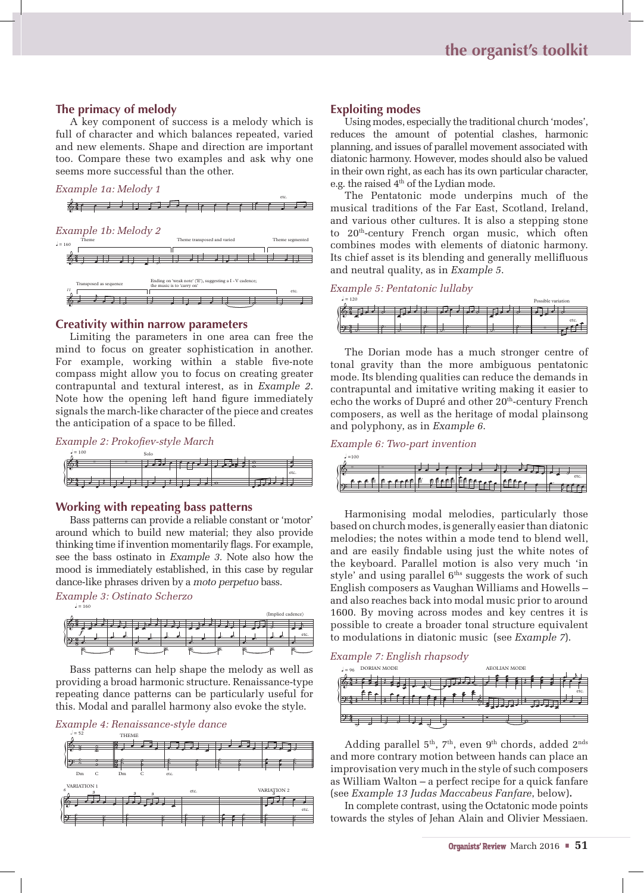## The primacy of melody

A key component of success is a melody which is full of character and which balances repeated, varied and new elements. Shape and direction are important too. Compare these two examples and ask why one seems more successful than the other.

*Example 1a: Melody 1*

*Example 1b: Melody 2*

## Creativity within narrow parameters

Limiting the parameters in one area can free the mind to focus on greater sophistication in another. For example, working within a stable five-note compass might allow you to focus on creating greater contrapuntal and textural interest, as in *Example 2*. Note how the opening left hand figure immediately signals the march-like character of the piece and creates the anticipation of a space to be filled.

*Example 2: Prokofiev-style March*

## Working with repeating bass patterns

Bass patterns can provide a reliable constant or 'motor' around which to build new material; they also provide thinking time if invention momentarily flags. For example, see the bass ostinato in *Example 3*. Note also how the mood is immediately established, in this case by regular dance-like phrases driven by a *moto perpetuo* bass.

*Example 3: Ostinato Scherzo*

Bass patterns can help shape the melody as well as providing a broad harmonic structure. Renaissance-type repeating dance patterns can be particularly useful for this. Modal and parallel harmony also evoke the style.

*Example 4: Renaissance-style dance*

## Exploiting modes

Using modes, especially the traditional church 'modes', reduces the amount of potential clashes, harmonic planning, and issues of parallel movement associated with diatonic harmony. However, modes should also be valued in their own right, as each has its own particular character, e.g. the raised 4th of the Lydian mode.

The Pentatonic mode underpins much of the musical traditions of the Far East, Scotland, Ireland, and various other cultures. It is also a stepping stone to 20th-century French organ music, which often combines modes with elements of diatonic harmony. Its chief asset is its blending and generally mellifluous and neutral quality, as in *Example 5*.

*Example 5: Pentatonic lullaby*

The Dorian mode has a much stronger centre of tonal gravity than the more ambiguous pentatonic mode. Its blending qualities can reduce the demands in contrapuntal and imitative writing making it easier to echo the works of Dupré and other 20th-century French composers, as well as the heritage of modal plainsong and polyphony, as in *Example 6*.

*Example 6: Two-part invention*

Harmonising modal melodies, particularly those based on church modes, is generally easier than diatonic melodies; the notes within a mode tend to blend well, and are easily findable using just the white notes of the keyboard. Parallel motion is also very much 'in style' and using parallel 6ths suggests the work of such English composers as Vaughan Williams and Howells – and also reaches back into modal music prior to around 1600. By moving across modes and key centres it is possible to create a broader tonal structure equivalent to modulations in diatonic music (see *Example 7*).

*Example 7: English rhapsody*

Adding parallel 5th, 7th, even 9th chords, added 2nds and more contrary motion between hands can place an improvisation very much in the style of such composers as William Walton – a perfect recipe for a quick fanfare (see *Example 13 Judas Maccabeus Fanfare*, below).

In complete contrast, using the Octatonic mode points towards the styles of Jehan Alain and Olivier Messiaen.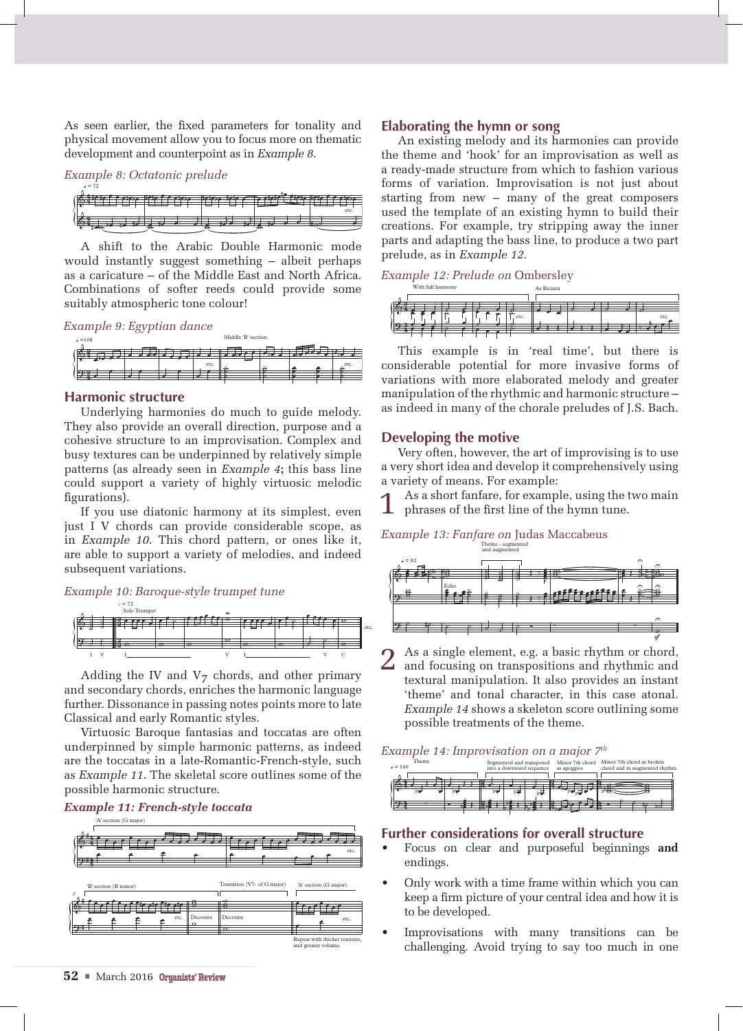As seen earlier, the fixed parameters for tonality and physical movement allow you to focus more on thematic development and counterpoint as in *Example 8*.

*Example 8: Octatonic prelude*

A shift to the Arabic Double Harmonic mode would instantly suggest something – albeit perhaps as a caricature – of the Middle East and North Africa. Combinations of softer reeds could provide some suitably atmospheric tone colour!

*Example 9: Egyptian dance*

## Harmonic structure

Underlying harmonies do much to guide melody. They also provide an overall direction, purpose and a cohesive structure to an improvisation. Complex and busy textures can be underpinned by relatively simple patterns (as already seen in *Example 4*; this bass line could support a variety of highly virtuosic melodic figurations).

If you use diatonic harmony at its simplest, even just I V chords can provide considerable scope, as in *Example 10*. This chord pattern, or ones like it, are able to support a variety of melodies, and indeed subsequent variations.

*Example 10: Baroque-style trumpet tune*

Adding the IV and $V_7$ chords, and other primary and secondary chords, enriches the harmonic language further. Dissonance in passing notes points more to late Classical and early Romantic styles.

Virtuosic Baroque fantasias and toccatas are often underpinned by simple harmonic patterns, as indeed are the toccatas in a late-Romantic-French-style, such as *Example 11*. The skeletal score outlines some of the possible harmonic structure.

***Example 11: French-style toccata***

## Elaborating the hymn or song

An existing melody and its harmonies can provide the theme and 'hook' for an improvisation as well as a ready-made structure from which to fashion various forms of variation. Improvisation is not just about starting from new – many of the great composers used the template of an existing hymn to build their creations. For example, try stripping away the inner parts and adapting the bass line, to produce a two part prelude, as in *Example 12*.

*Example 12: Prelude on* Ombersley

This example is in 'real time', but there is considerable potential for more invasive forms of variations with more elaborated melody and greater manipulation of the rhythmic and harmonic structure – as indeed in many of the chorale preludes of J.S. Bach.

## Developing the motive

Very often, however, the art of improvising is to use a very short idea and develop it comprehensively using a variety of means. For example:

1. As a short fanfare, for example, using the two main phrases of the first line of the hymn tune.

*Example 13: Fanfare on* Judas Maccabeus

2. As a single element, e.g. a basic rhythm or chord, and focusing on transpositions and rhythmic and textural manipulation. It also provides an instant 'theme' and tonal character, in this case atonal. *Example 14* shows a skeleton score outlining some possible treatments of the theme.

*Example 14: Improvisation on a major 7th*

## Further considerations for overall structure

- Focus on clear and purposeful beginnings **and** endings.
- Only work with a time frame within which you can keep a firm picture of your central idea and how it is to be developed.
- Improvisations with many transitions can be challenging. Avoid trying to say too much in one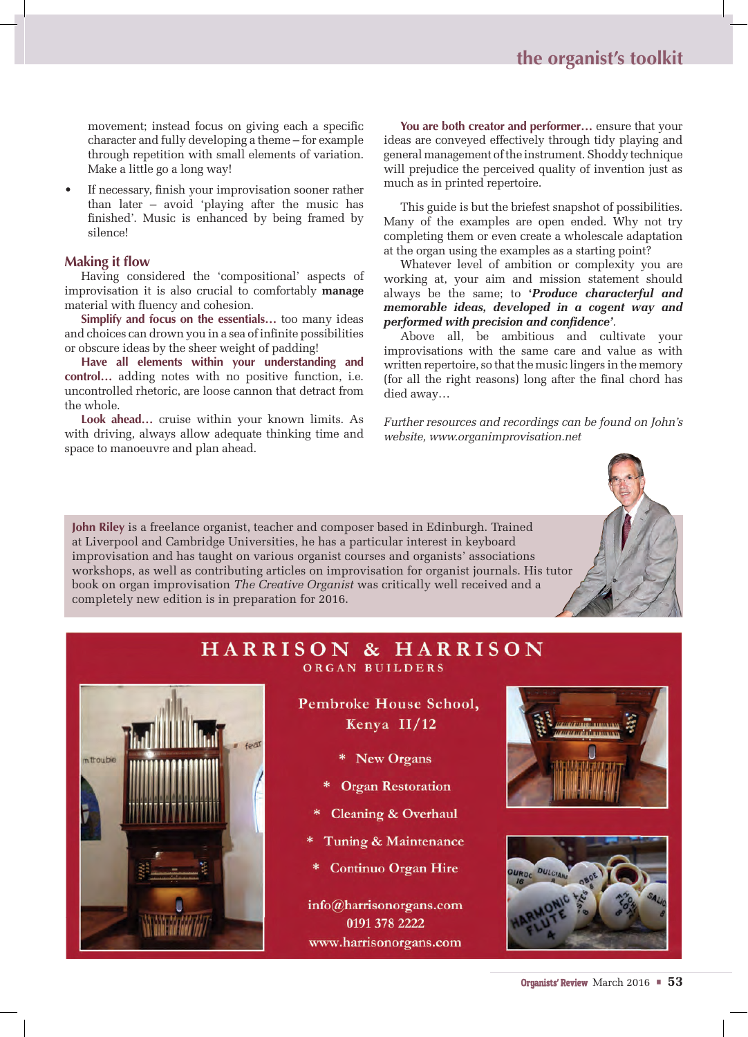movement; instead focus on giving each a specific character and fully developing a theme – for example through repetition with small elements of variation. Make a little go a long way!

- If necessary, finish your improvisation sooner rather than later – avoid 'playing after the music has finished'. Music is enhanced by being framed by silence!

## Making it flow

Having considered the 'compositional' aspects of improvisation it is also crucial to comfortably **manage** material with fluency and cohesion.

**Simplify and focus on the essentials…** too many ideas and choices can drown you in a sea of infinite possibilities or obscure ideas by the sheer weight of padding!

**Have all elements within your understanding and control…** adding notes with no positive function, i.e. uncontrolled rhetoric, are loose cannon that detract from the whole.

**Look ahead…** cruise within your known limits. As with driving, always allow adequate thinking time and space to manoeuvre and plan ahead.

**You are both creator and performer…** ensure that your ideas are conveyed effectively through tidy playing and general management of the instrument. Shoddy technique will prejudice the perceived quality of invention just as much as in printed repertoire.

This guide is but the briefest snapshot of possibilities. Many of the examples are open ended. Why not try completing them or even create a wholescale adaptation at the organ using the examples as a starting point?

Whatever level of ambition or complexity you are working at, your aim and mission statement should always be the same; to ***'Produce characterful and memorable ideas, developed in a cogent way and performed with precision and confidence'***.

Above all, be ambitious and cultivate your improvisations with the same care and value as with written repertoire, so that the music lingers in the memory (for all the right reasons) long after the final chord has died away…

*Further resources and recordings can be found on John's website, www.organimprovisation.net*

**John Riley** is a freelance organist, teacher and composer based in Edinburgh. Trained at Liverpool and Cambridge Universities, he has a particular interest in keyboard improvisation and has taught on various organist courses and organists' associations workshops, as well as contributing articles on improvisation for organist journals. His tutor book on organ improvisation *The Creative Organist* was critically well received and a completely new edition is in preparation for 2016.

HARRISON & HARRISON
ORGAN BUILDERS

Pembroke House School,
Kenya II/12

* New Organs
* Organ Restoration
* Cleaning & Overhaul
* Tuning & Maintenance
* Continuo Organ Hire

info@harrisonorgans.com
0191 378 2222
www.harrisonorgans.com